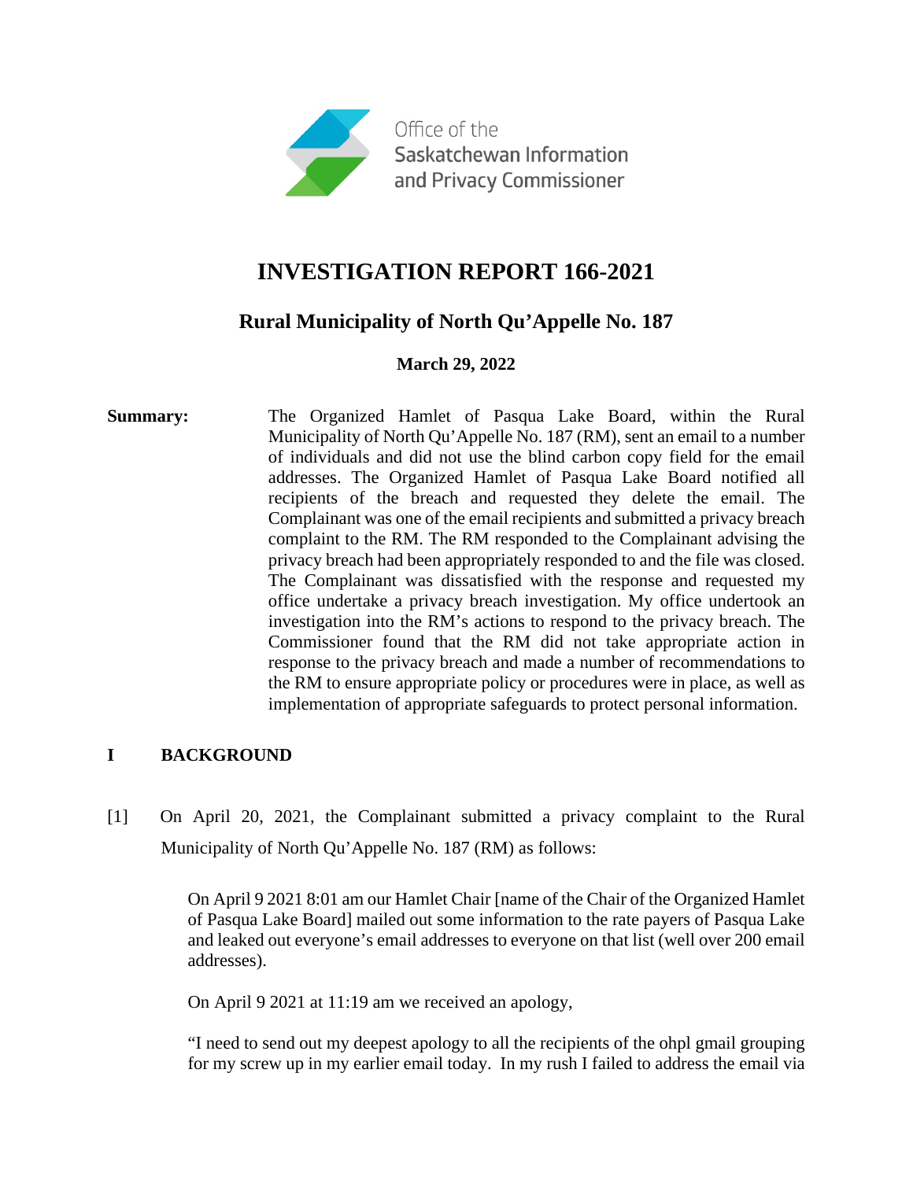Office of the Saskatchewan Information and Privacy Commissioner

# INVESTIGATION REPORT 166-2021

## Rural Municipality of North Qu'Appelle No. 187

**March 29, 2022**

**Summary:** The Organized Hamlet of Pasqua Lake Board, within the Rural Municipality of North Qu'Appelle No. 187 (RM), sent an email to a number of individuals and did not use the blind carbon copy field for the email addresses. The Organized Hamlet of Pasqua Lake Board notified all recipients of the breach and requested they delete the email. The Complainant was one of the email recipients and submitted a privacy breach complaint to the RM. The RM responded to the Complainant advising the privacy breach had been appropriately responded to and the file was closed. The Complainant was dissatisfied with the response and requested my office undertake a privacy breach investigation. My office undertook an investigation into the RM's actions to respond to the privacy breach. The Commissioner found that the RM did not take appropriate action in response to the privacy breach and made a number of recommendations to the RM to ensure appropriate policy or procedures were in place, as well as implementation of appropriate safeguards to protect personal information.

## I BACKGROUND

[1] On April 20, 2021, the Complainant submitted a privacy complaint to the Rural Municipality of North Qu'Appelle No. 187 (RM) as follows:

> On April 9 2021 8:01 am our Hamlet Chair [name of the Chair of the Organized Hamlet of Pasqua Lake Board] mailed out some information to the rate payers of Pasqua Lake and leaked out everyone's email addresses to everyone on that list (well over 200 email addresses).
>
> On April 9 2021 at 11:19 am we received an apology,
>
> "I need to send out my deepest apology to all the recipients of the ohpl gmail grouping for my screw up in my earlier email today. In my rush I failed to address the email via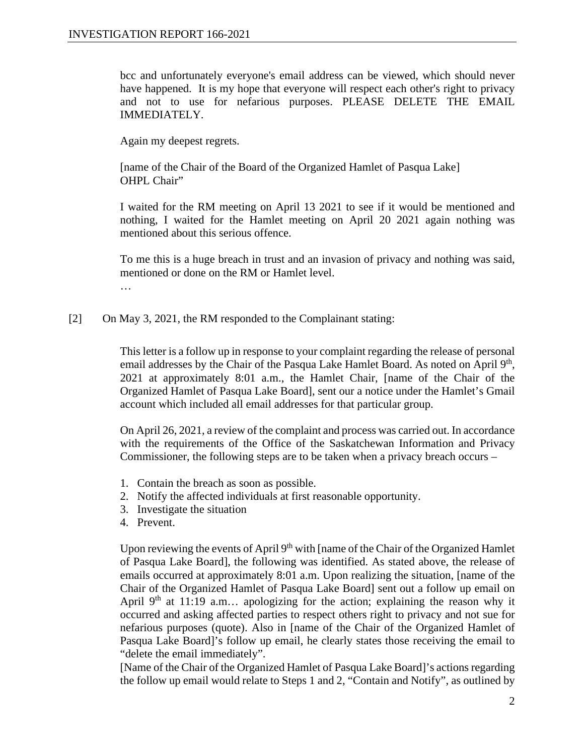bcc and unfortunately everyone's email address can be viewed, which should never have happened. It is my hope that everyone will respect each other's right to privacy and not to use for nefarious purposes. PLEASE DELETE THE EMAIL IMMEDIATELY.

Again my deepest regrets.

[name of the Chair of the Board of the Organized Hamlet of Pasqua Lake]
OHPL Chair"

I waited for the RM meeting on April 13 2021 to see if it would be mentioned and nothing, I waited for the Hamlet meeting on April 20 2021 again nothing was mentioned about this serious offence.

To me this is a huge breach in trust and an invasion of privacy and nothing was said, mentioned or done on the RM or Hamlet level.

…

[2] On May 3, 2021, the RM responded to the Complainant stating:

> This letter is a follow up in response to your complaint regarding the release of personal email addresses by the Chair of the Pasqua Lake Hamlet Board. As noted on April 9th, 2021 at approximately 8:01 a.m., the Hamlet Chair, [name of the Chair of the Organized Hamlet of Pasqua Lake Board], sent our a notice under the Hamlet's Gmail account which included all email addresses for that particular group.
>
> On April 26, 2021, a review of the complaint and process was carried out. In accordance with the requirements of the Office of the Saskatchewan Information and Privacy Commissioner, the following steps are to be taken when a privacy breach occurs –
>
> 1. Contain the breach as soon as possible.
> 2. Notify the affected individuals at first reasonable opportunity.
> 3. Investigate the situation
> 4. Prevent.
>
> Upon reviewing the events of April 9th with [name of the Chair of the Organized Hamlet of Pasqua Lake Board], the following was identified. As stated above, the release of emails occurred at approximately 8:01 a.m. Upon realizing the situation, [name of the Chair of the Organized Hamlet of Pasqua Lake Board] sent out a follow up email on April 9th at 11:19 a.m… apologizing for the action; explaining the reason why it occurred and asking affected parties to respect others right to privacy and not sue for nefarious purposes (quote). Also in [name of the Chair of the Organized Hamlet of Pasqua Lake Board]'s follow up email, he clearly states those receiving the email to "delete the email immediately".
>
> [Name of the Chair of the Organized Hamlet of Pasqua Lake Board]'s actions regarding the follow up email would relate to Steps 1 and 2, "Contain and Notify", as outlined by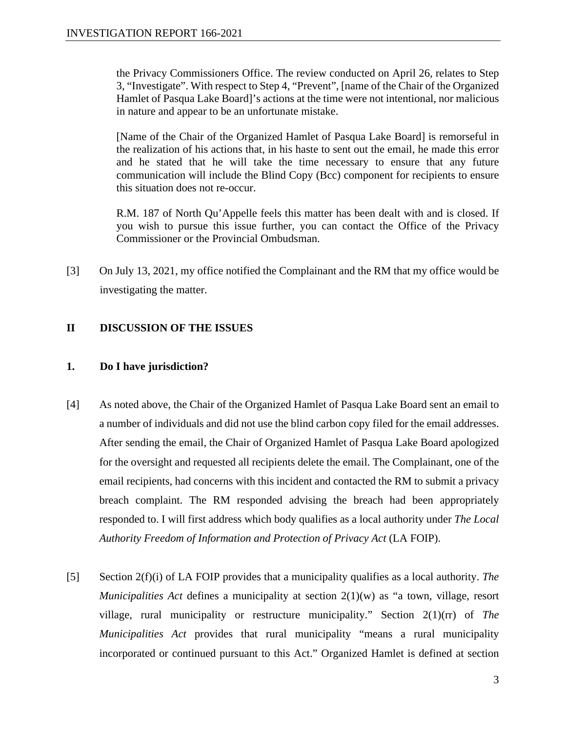> the Privacy Commissioners Office. The review conducted on April 26, relates to Step 3, "Investigate". With respect to Step 4, "Prevent", [name of the Chair of the Organized Hamlet of Pasqua Lake Board]'s actions at the time were not intentional, nor malicious in nature and appear to be an unfortunate mistake.
>
> [Name of the Chair of the Organized Hamlet of Pasqua Lake Board] is remorseful in the realization of his actions that, in his haste to sent out the email, he made this error and he stated that he will take the time necessary to ensure that any future communication will include the Blind Copy (Bcc) component for recipients to ensure this situation does not re-occur.
>
> R.M. 187 of North Qu'Appelle feels this matter has been dealt with and is closed. If you wish to pursue this issue further, you can contact the Office of the Privacy Commissioner or the Provincial Ombudsman.

[3] On July 13, 2021, my office notified the Complainant and the RM that my office would be investigating the matter.

## II DISCUSSION OF THE ISSUES

### 1. Do I have jurisdiction?

[4] As noted above, the Chair of the Organized Hamlet of Pasqua Lake Board sent an email to a number of individuals and did not use the blind carbon copy filed for the email addresses. After sending the email, the Chair of Organized Hamlet of Pasqua Lake Board apologized for the oversight and requested all recipients delete the email. The Complainant, one of the email recipients, had concerns with this incident and contacted the RM to submit a privacy breach complaint. The RM responded advising the breach had been appropriately responded to. I will first address which body qualifies as a local authority under *The Local Authority Freedom of Information and Protection of Privacy Act* (LA FOIP).

[5] Section 2(f)(i) of LA FOIP provides that a municipality qualifies as a local authority. *The Municipalities Act* defines a municipality at section 2(1)(w) as "a town, village, resort village, rural municipality or restructure municipality." Section 2(1)(rr) of *The Municipalities Act* provides that rural municipality "means a rural municipality incorporated or continued pursuant to this Act." Organized Hamlet is defined at section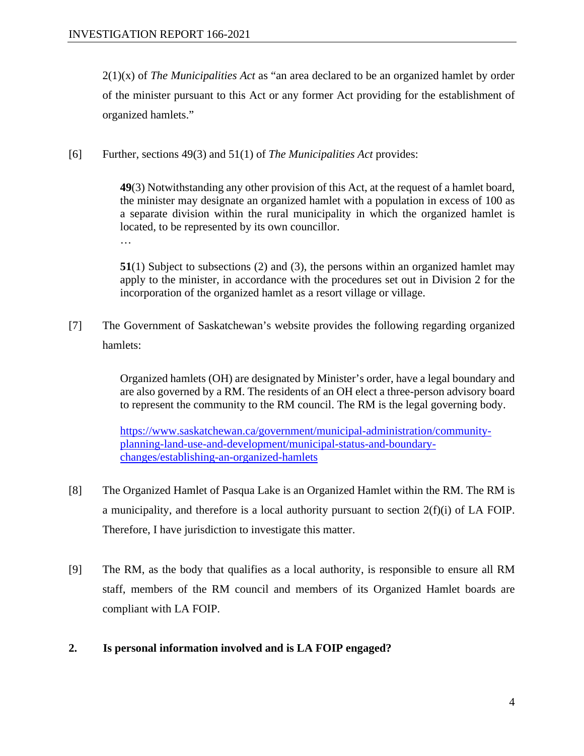2(1)(x) of *The Municipalities Act* as "an area declared to be an organized hamlet by order of the minister pursuant to this Act or any former Act providing for the establishment of organized hamlets."

[6] Further, sections 49(3) and 51(1) of *The Municipalities Act* provides:

> **49**(3) Notwithstanding any other provision of this Act, at the request of a hamlet board, the minister may designate an organized hamlet with a population in excess of 100 as a separate division within the rural municipality in which the organized hamlet is located, to be represented by its own councillor.
>
> …
>
> **51**(1) Subject to subsections (2) and (3), the persons within an organized hamlet may apply to the minister, in accordance with the procedures set out in Division 2 for the incorporation of the organized hamlet as a resort village or village.

[7] The Government of Saskatchewan's website provides the following regarding organized hamlets:

> Organized hamlets (OH) are designated by Minister's order, have a legal boundary and are also governed by a RM. The residents of an OH elect a three-person advisory board to represent the community to the RM council. The RM is the legal governing body.
>
> https://www.saskatchewan.ca/government/municipal-administration/community-planning-land-use-and-development/municipal-status-and-boundary-changes/establishing-an-organized-hamlets

[8] The Organized Hamlet of Pasqua Lake is an Organized Hamlet within the RM. The RM is a municipality, and therefore is a local authority pursuant to section 2(f)(i) of LA FOIP. Therefore, I have jurisdiction to investigate this matter.

[9] The RM, as the body that qualifies as a local authority, is responsible to ensure all RM staff, members of the RM council and members of its Organized Hamlet boards are compliant with LA FOIP.

## 2. Is personal information involved and is LA FOIP engaged?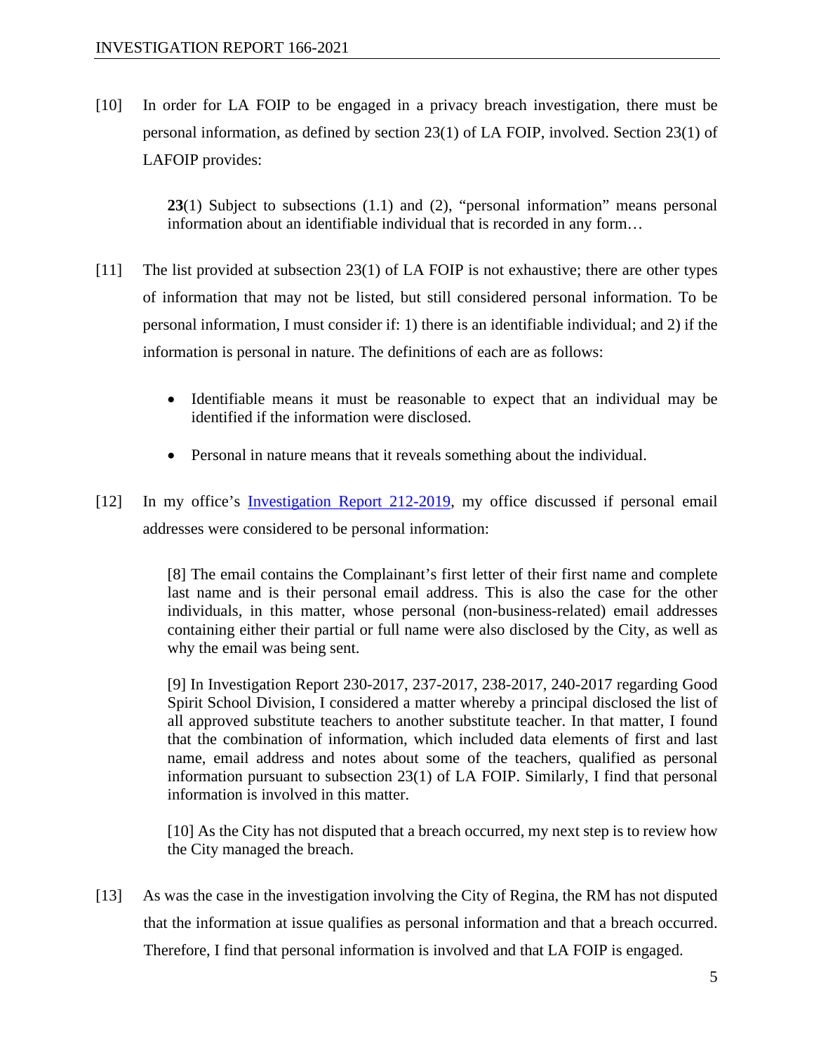[10] In order for LA FOIP to be engaged in a privacy breach investigation, there must be personal information, as defined by section 23(1) of LA FOIP, involved. Section 23(1) of LAFOIP provides:

> **23**(1) Subject to subsections (1.1) and (2), "personal information" means personal information about an identifiable individual that is recorded in any form…

[11] The list provided at subsection 23(1) of LA FOIP is not exhaustive; there are other types of information that may not be listed, but still considered personal information. To be personal information, I must consider if: 1) there is an identifiable individual; and 2) if the information is personal in nature. The definitions of each are as follows:

- Identifiable means it must be reasonable to expect that an individual may be identified if the information were disclosed.
- Personal in nature means that it reveals something about the individual.

[12] In my office's Investigation Report 212-2019, my office discussed if personal email addresses were considered to be personal information:

> [8] The email contains the Complainant's first letter of their first name and complete last name and is their personal email address. This is also the case for the other individuals, in this matter, whose personal (non-business-related) email addresses containing either their partial or full name were also disclosed by the City, as well as why the email was being sent.
>
> [9] In Investigation Report 230-2017, 237-2017, 238-2017, 240-2017 regarding Good Spirit School Division, I considered a matter whereby a principal disclosed the list of all approved substitute teachers to another substitute teacher. In that matter, I found that the combination of information, which included data elements of first and last name, email address and notes about some of the teachers, qualified as personal information pursuant to subsection 23(1) of LA FOIP. Similarly, I find that personal information is involved in this matter.
>
> [10] As the City has not disputed that a breach occurred, my next step is to review how the City managed the breach.

[13] As was the case in the investigation involving the City of Regina, the RM has not disputed that the information at issue qualifies as personal information and that a breach occurred. Therefore, I find that personal information is involved and that LA FOIP is engaged.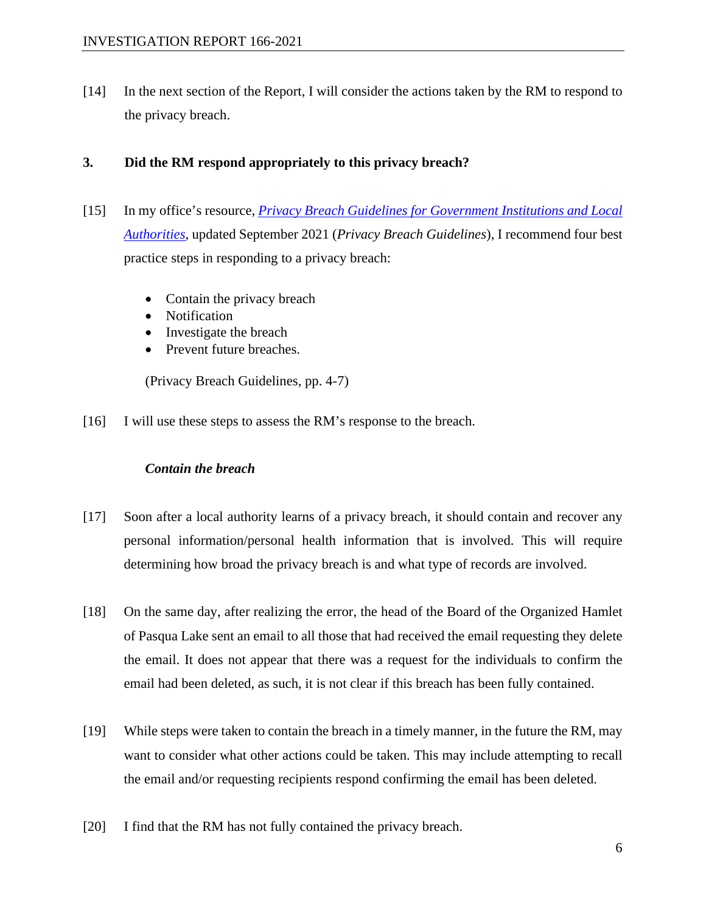[14] In the next section of the Report, I will consider the actions taken by the RM to respond to the privacy breach.

### 3. Did the RM respond appropriately to this privacy breach?

[15] In my office's resource, *Privacy Breach Guidelines for Government Institutions and Local Authorities*, updated September 2021 (*Privacy Breach Guidelines*), I recommend four best practice steps in responding to a privacy breach:

- Contain the privacy breach
- Notification
- Investigate the breach
- Prevent future breaches.

(Privacy Breach Guidelines, pp. 4-7)

[16] I will use these steps to assess the RM's response to the breach.

***Contain the breach***

[17] Soon after a local authority learns of a privacy breach, it should contain and recover any personal information/personal health information that is involved. This will require determining how broad the privacy breach is and what type of records are involved.

[18] On the same day, after realizing the error, the head of the Board of the Organized Hamlet of Pasqua Lake sent an email to all those that had received the email requesting they delete the email. It does not appear that there was a request for the individuals to confirm the email had been deleted, as such, it is not clear if this breach has been fully contained.

[19] While steps were taken to contain the breach in a timely manner, in the future the RM, may want to consider what other actions could be taken. This may include attempting to recall the email and/or requesting recipients respond confirming the email has been deleted.

[20] I find that the RM has not fully contained the privacy breach.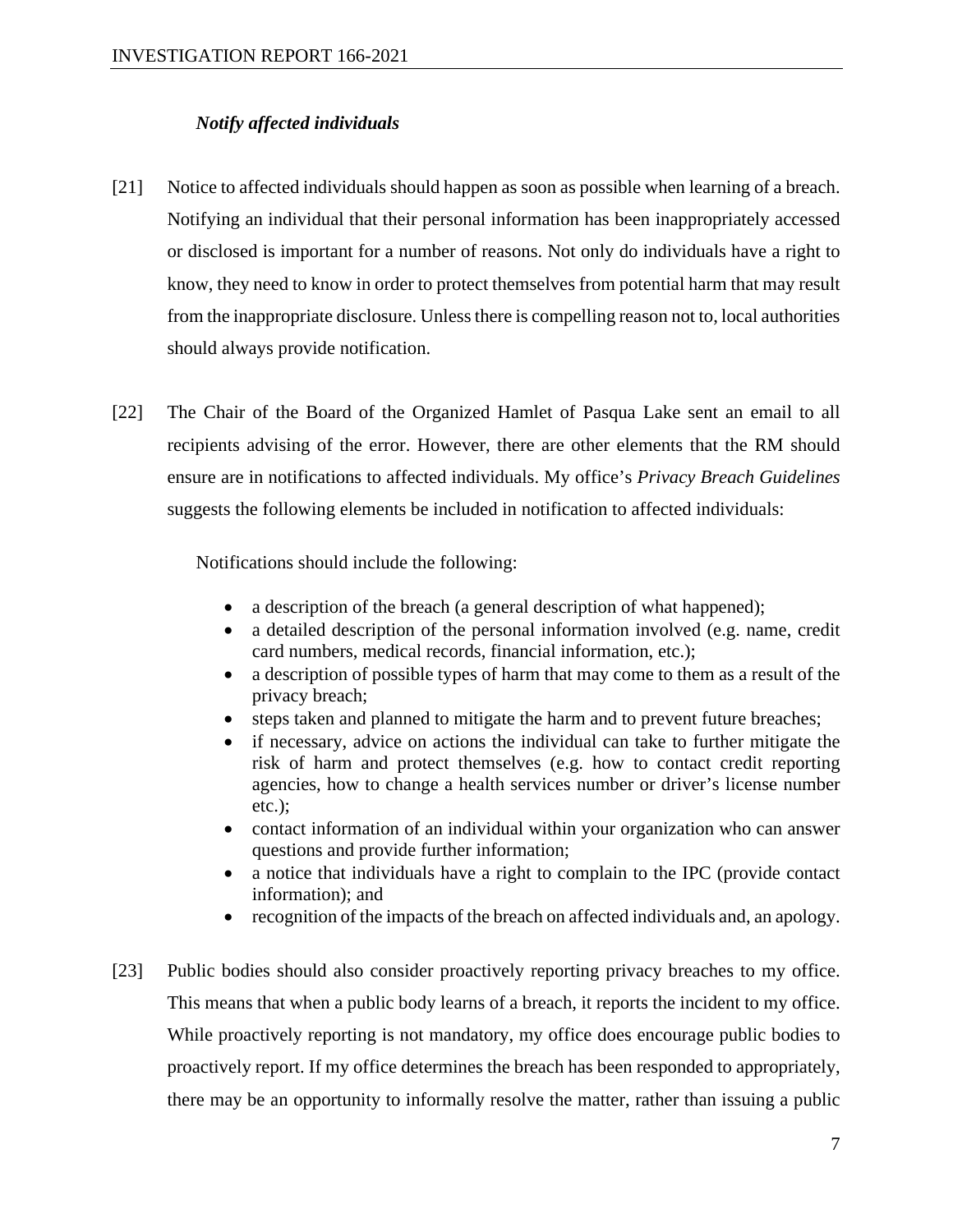### *Notify affected individuals*

[21] Notice to affected individuals should happen as soon as possible when learning of a breach. Notifying an individual that their personal information has been inappropriately accessed or disclosed is important for a number of reasons. Not only do individuals have a right to know, they need to know in order to protect themselves from potential harm that may result from the inappropriate disclosure. Unless there is compelling reason not to, local authorities should always provide notification.

[22] The Chair of the Board of the Organized Hamlet of Pasqua Lake sent an email to all recipients advising of the error. However, there are other elements that the RM should ensure are in notifications to affected individuals. My office's *Privacy Breach Guidelines* suggests the following elements be included in notification to affected individuals:

> Notifications should include the following:
>
> - a description of the breach (a general description of what happened);
> - a detailed description of the personal information involved (e.g. name, credit card numbers, medical records, financial information, etc.);
> - a description of possible types of harm that may come to them as a result of the privacy breach;
> - steps taken and planned to mitigate the harm and to prevent future breaches;
> - if necessary, advice on actions the individual can take to further mitigate the risk of harm and protect themselves (e.g. how to contact credit reporting agencies, how to change a health services number or driver's license number etc.);
> - contact information of an individual within your organization who can answer questions and provide further information;
> - a notice that individuals have a right to complain to the IPC (provide contact information); and
> - recognition of the impacts of the breach on affected individuals and, an apology.

[23] Public bodies should also consider proactively reporting privacy breaches to my office. This means that when a public body learns of a breach, it reports the incident to my office. While proactively reporting is not mandatory, my office does encourage public bodies to proactively report. If my office determines the breach has been responded to appropriately, there may be an opportunity to informally resolve the matter, rather than issuing a public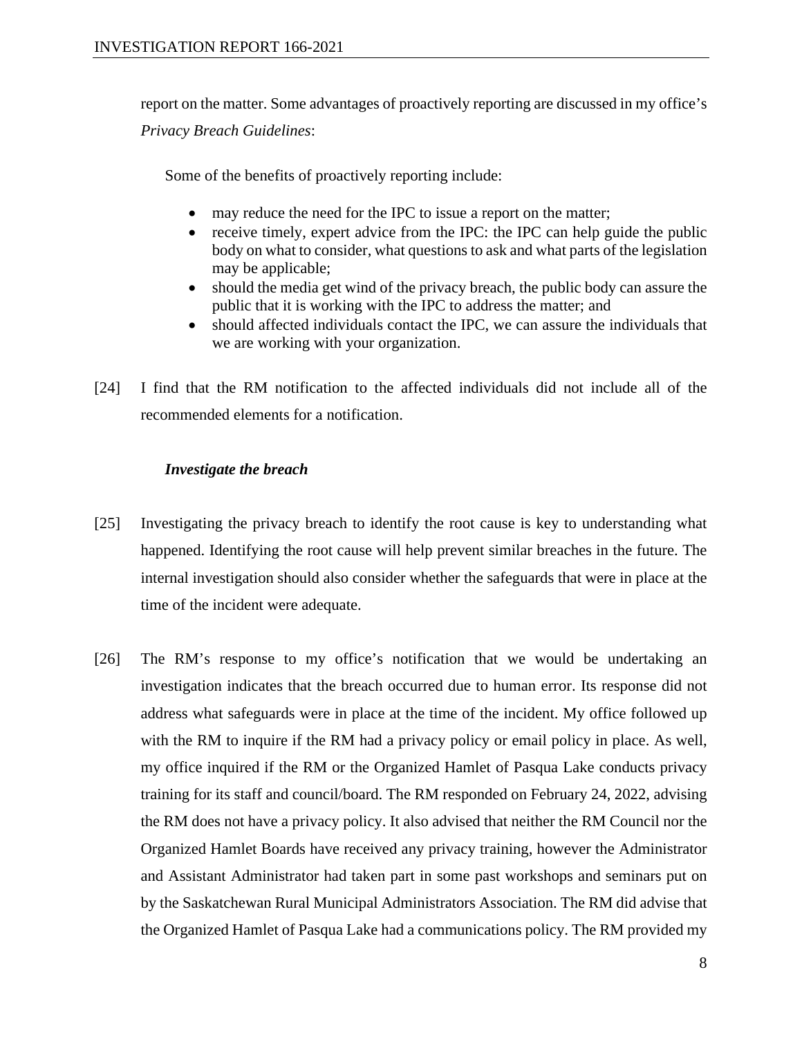report on the matter. Some advantages of proactively reporting are discussed in my office's *Privacy Breach Guidelines*:

> Some of the benefits of proactively reporting include:
>
> - may reduce the need for the IPC to issue a report on the matter;
> - receive timely, expert advice from the IPC: the IPC can help guide the public body on what to consider, what questions to ask and what parts of the legislation may be applicable;
> - should the media get wind of the privacy breach, the public body can assure the public that it is working with the IPC to address the matter; and
> - should affected individuals contact the IPC, we can assure the individuals that we are working with your organization.

[24] I find that the RM notification to the affected individuals did not include all of the recommended elements for a notification.

***Investigate the breach***

[25] Investigating the privacy breach to identify the root cause is key to understanding what happened. Identifying the root cause will help prevent similar breaches in the future. The internal investigation should also consider whether the safeguards that were in place at the time of the incident were adequate.

[26] The RM's response to my office's notification that we would be undertaking an investigation indicates that the breach occurred due to human error. Its response did not address what safeguards were in place at the time of the incident. My office followed up with the RM to inquire if the RM had a privacy policy or email policy in place. As well, my office inquired if the RM or the Organized Hamlet of Pasqua Lake conducts privacy training for its staff and council/board. The RM responded on February 24, 2022, advising the RM does not have a privacy policy. It also advised that neither the RM Council nor the Organized Hamlet Boards have received any privacy training, however the Administrator and Assistant Administrator had taken part in some past workshops and seminars put on by the Saskatchewan Rural Municipal Administrators Association. The RM did advise that the Organized Hamlet of Pasqua Lake had a communications policy. The RM provided my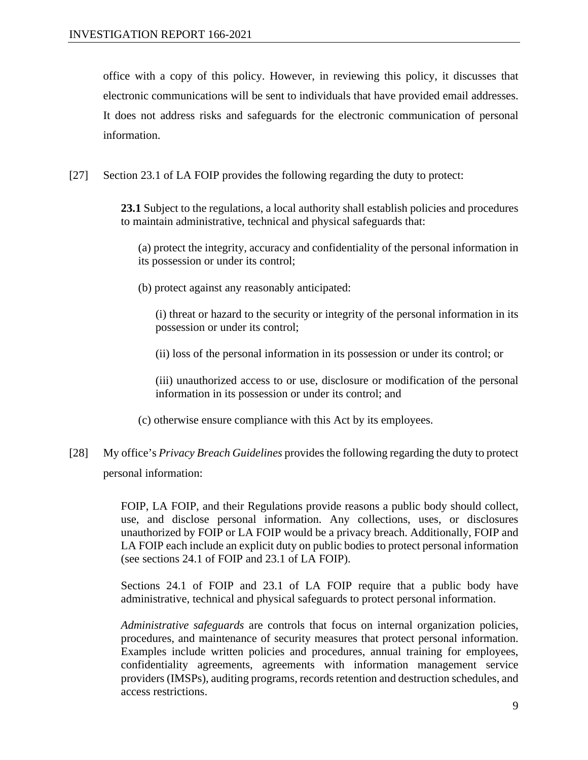office with a copy of this policy. However, in reviewing this policy, it discusses that electronic communications will be sent to individuals that have provided email addresses. It does not address risks and safeguards for the electronic communication of personal information.

[27] Section 23.1 of LA FOIP provides the following regarding the duty to protect:

> **23.1** Subject to the regulations, a local authority shall establish policies and procedures to maintain administrative, technical and physical safeguards that:
>
> (a) protect the integrity, accuracy and confidentiality of the personal information in its possession or under its control;
>
> (b) protect against any reasonably anticipated:
>
> (i) threat or hazard to the security or integrity of the personal information in its possession or under its control;
>
> (ii) loss of the personal information in its possession or under its control; or
>
> (iii) unauthorized access to or use, disclosure or modification of the personal information in its possession or under its control; and
>
> (c) otherwise ensure compliance with this Act by its employees.

[28] My office's *Privacy Breach Guidelines* provides the following regarding the duty to protect personal information:

> FOIP, LA FOIP, and their Regulations provide reasons a public body should collect, use, and disclose personal information. Any collections, uses, or disclosures unauthorized by FOIP or LA FOIP would be a privacy breach. Additionally, FOIP and LA FOIP each include an explicit duty on public bodies to protect personal information (see sections 24.1 of FOIP and 23.1 of LA FOIP).
>
> Sections 24.1 of FOIP and 23.1 of LA FOIP require that a public body have administrative, technical and physical safeguards to protect personal information.
>
> *Administrative safeguards* are controls that focus on internal organization policies, procedures, and maintenance of security measures that protect personal information. Examples include written policies and procedures, annual training for employees, confidentiality agreements, agreements with information management service providers (IMSPs), auditing programs, records retention and destruction schedules, and access restrictions.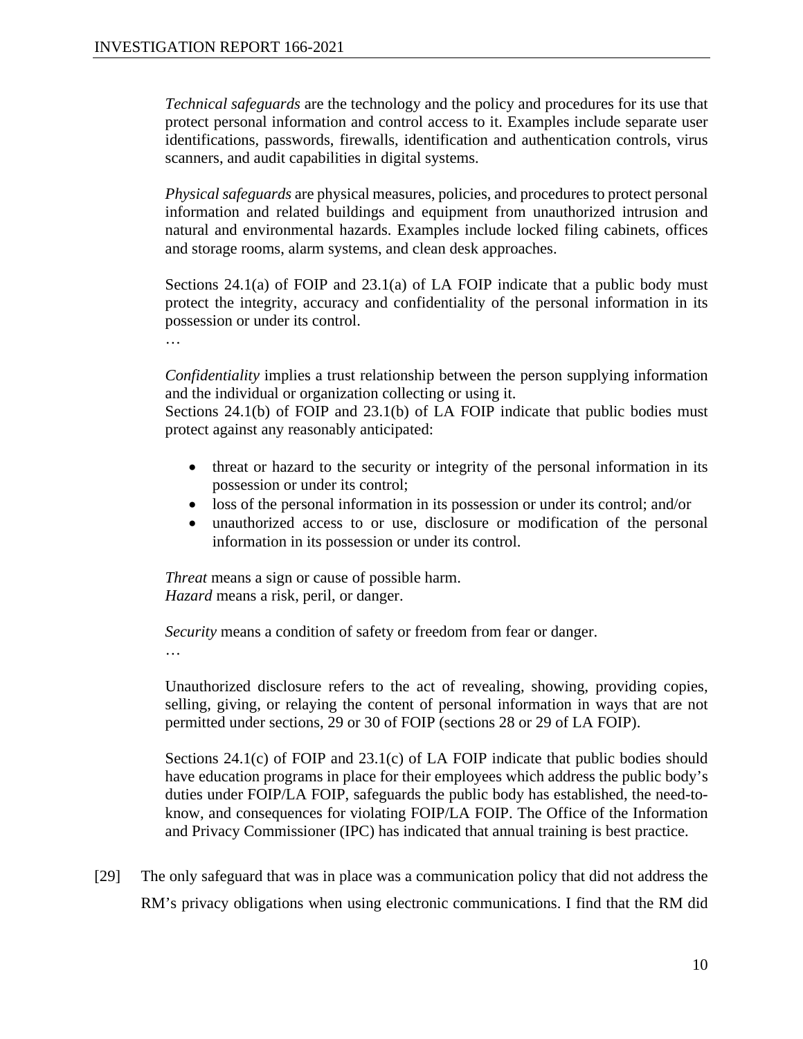> *Technical safeguards* are the technology and the policy and procedures for its use that protect personal information and control access to it. Examples include separate user identifications, passwords, firewalls, identification and authentication controls, virus scanners, and audit capabilities in digital systems.
>
> *Physical safeguards* are physical measures, policies, and procedures to protect personal information and related buildings and equipment from unauthorized intrusion and natural and environmental hazards. Examples include locked filing cabinets, offices and storage rooms, alarm systems, and clean desk approaches.
>
> Sections 24.1(a) of FOIP and 23.1(a) of LA FOIP indicate that a public body must protect the integrity, accuracy and confidentiality of the personal information in its possession or under its control.
>
> …
>
> *Confidentiality* implies a trust relationship between the person supplying information and the individual or organization collecting or using it.
> Sections 24.1(b) of FOIP and 23.1(b) of LA FOIP indicate that public bodies must protect against any reasonably anticipated:
>
> - threat or hazard to the security or integrity of the personal information in its possession or under its control;
> - loss of the personal information in its possession or under its control; and/or
> - unauthorized access to or use, disclosure or modification of the personal information in its possession or under its control.
>
> *Threat* means a sign or cause of possible harm.
> *Hazard* means a risk, peril, or danger.
>
> *Security* means a condition of safety or freedom from fear or danger.
>
> …
>
> Unauthorized disclosure refers to the act of revealing, showing, providing copies, selling, giving, or relaying the content of personal information in ways that are not permitted under sections, 29 or 30 of FOIP (sections 28 or 29 of LA FOIP).
>
> Sections 24.1(c) of FOIP and 23.1(c) of LA FOIP indicate that public bodies should have education programs in place for their employees which address the public body's duties under FOIP/LA FOIP, safeguards the public body has established, the need-to-know, and consequences for violating FOIP/LA FOIP. The Office of the Information and Privacy Commissioner (IPC) has indicated that annual training is best practice.

[29] The only safeguard that was in place was a communication policy that did not address the RM's privacy obligations when using electronic communications. I find that the RM did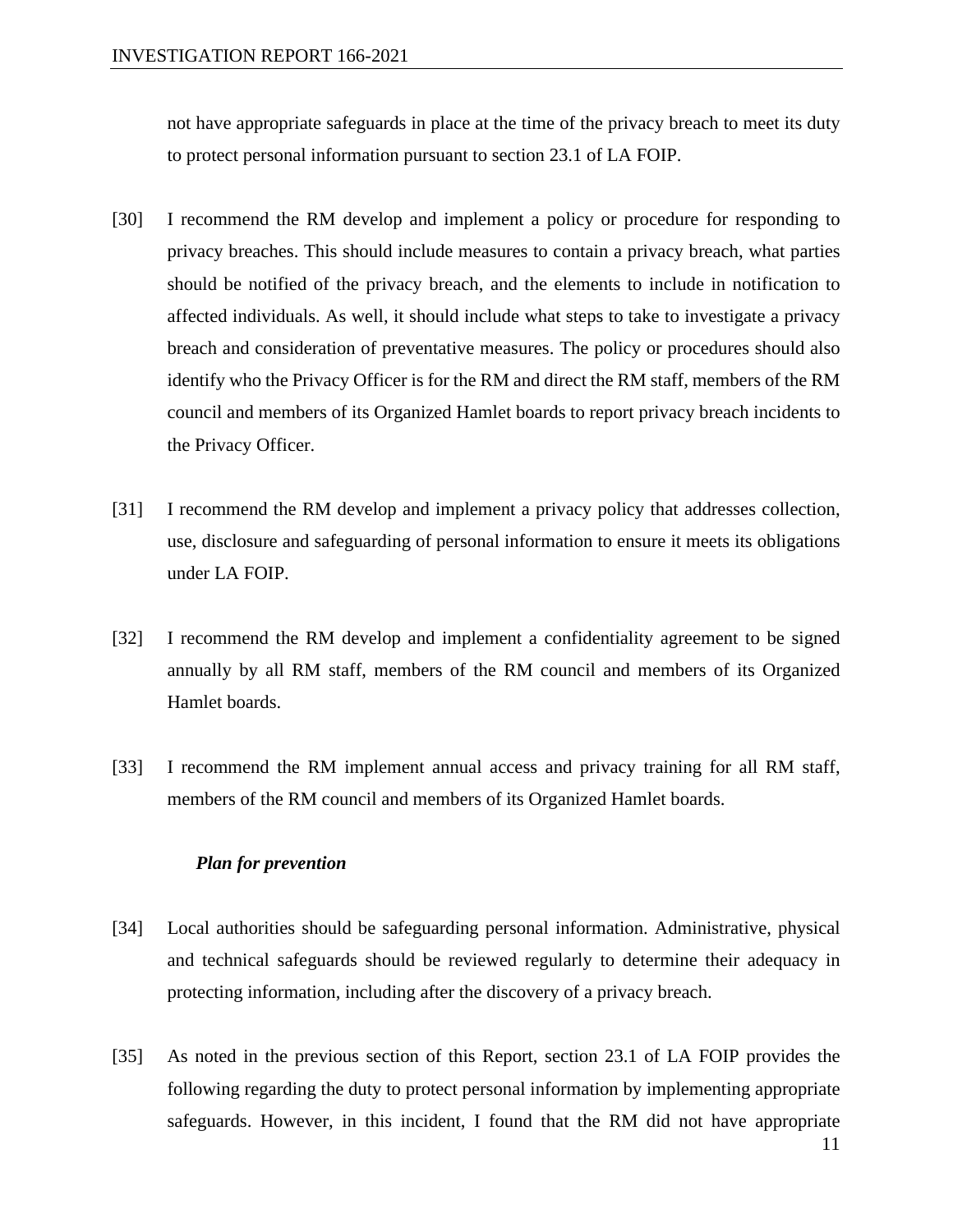not have appropriate safeguards in place at the time of the privacy breach to meet its duty to protect personal information pursuant to section 23.1 of LA FOIP.

[30] I recommend the RM develop and implement a policy or procedure for responding to privacy breaches. This should include measures to contain a privacy breach, what parties should be notified of the privacy breach, and the elements to include in notification to affected individuals. As well, it should include what steps to take to investigate a privacy breach and consideration of preventative measures. The policy or procedures should also identify who the Privacy Officer is for the RM and direct the RM staff, members of the RM council and members of its Organized Hamlet boards to report privacy breach incidents to the Privacy Officer.

[31] I recommend the RM develop and implement a privacy policy that addresses collection, use, disclosure and safeguarding of personal information to ensure it meets its obligations under LA FOIP.

[32] I recommend the RM develop and implement a confidentiality agreement to be signed annually by all RM staff, members of the RM council and members of its Organized Hamlet boards.

[33] I recommend the RM implement annual access and privacy training for all RM staff, members of the RM council and members of its Organized Hamlet boards.

***Plan for prevention***

[34] Local authorities should be safeguarding personal information. Administrative, physical and technical safeguards should be reviewed regularly to determine their adequacy in protecting information, including after the discovery of a privacy breach.

[35] As noted in the previous section of this Report, section 23.1 of LA FOIP provides the following regarding the duty to protect personal information by implementing appropriate safeguards. However, in this incident, I found that the RM did not have appropriate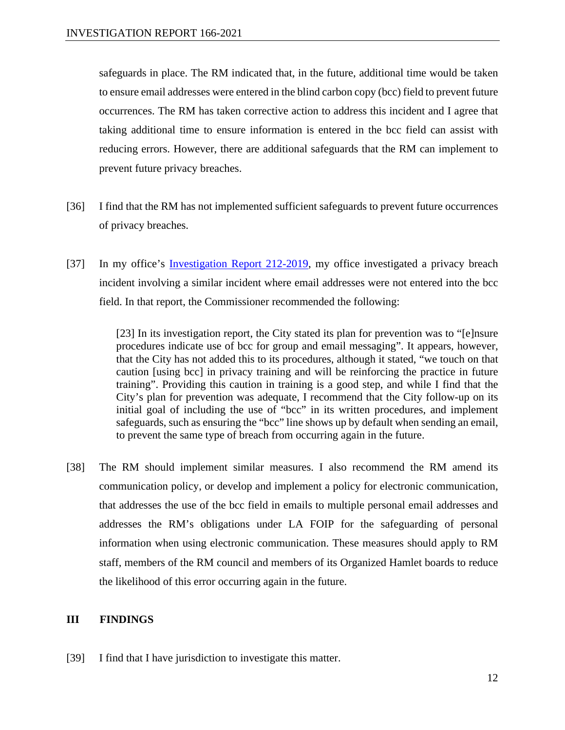safeguards in place. The RM indicated that, in the future, additional time would be taken to ensure email addresses were entered in the blind carbon copy (bcc) field to prevent future occurrences. The RM has taken corrective action to address this incident and I agree that taking additional time to ensure information is entered in the bcc field can assist with reducing errors. However, there are additional safeguards that the RM can implement to prevent future privacy breaches.

[36] I find that the RM has not implemented sufficient safeguards to prevent future occurrences of privacy breaches.

[37] In my office's Investigation Report 212-2019, my office investigated a privacy breach incident involving a similar incident where email addresses were not entered into the bcc field. In that report, the Commissioner recommended the following:

> [23] In its investigation report, the City stated its plan for prevention was to "[e]nsure procedures indicate use of bcc for group and email messaging". It appears, however, that the City has not added this to its procedures, although it stated, "we touch on that caution [using bcc] in privacy training and will be reinforcing the practice in future training". Providing this caution in training is a good step, and while I find that the City's plan for prevention was adequate, I recommend that the City follow-up on its initial goal of including the use of "bcc" in its written procedures, and implement safeguards, such as ensuring the "bcc" line shows up by default when sending an email, to prevent the same type of breach from occurring again in the future.

[38] The RM should implement similar measures. I also recommend the RM amend its communication policy, or develop and implement a policy for electronic communication, that addresses the use of the bcc field in emails to multiple personal email addresses and addresses the RM's obligations under LA FOIP for the safeguarding of personal information when using electronic communication. These measures should apply to RM staff, members of the RM council and members of its Organized Hamlet boards to reduce the likelihood of this error occurring again in the future.

## III FINDINGS

[39] I find that I have jurisdiction to investigate this matter.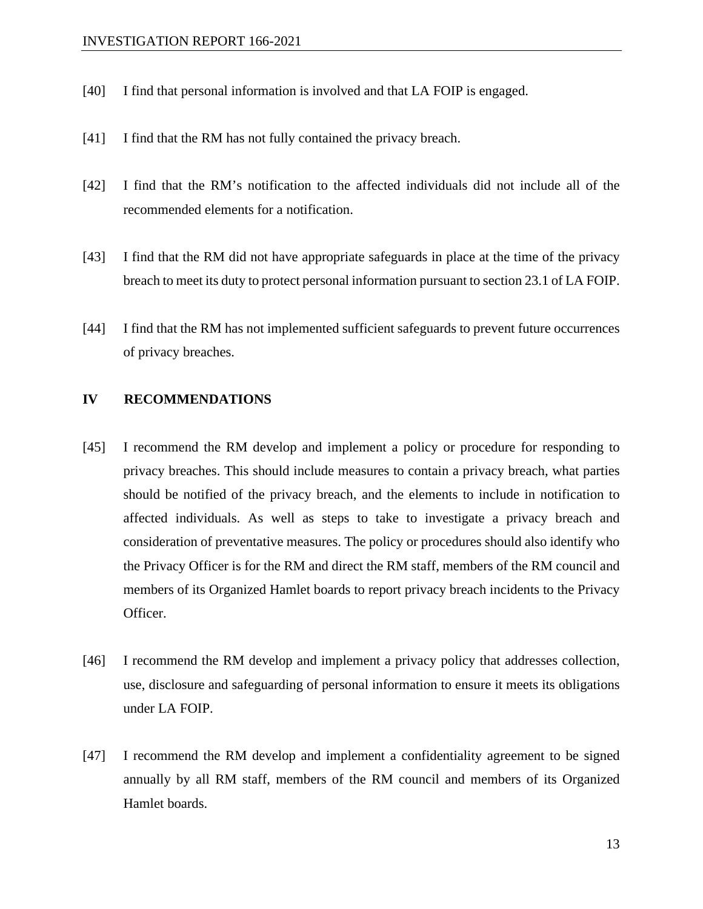[40] I find that personal information is involved and that LA FOIP is engaged.

[41] I find that the RM has not fully contained the privacy breach.

[42] I find that the RM's notification to the affected individuals did not include all of the recommended elements for a notification.

[43] I find that the RM did not have appropriate safeguards in place at the time of the privacy breach to meet its duty to protect personal information pursuant to section 23.1 of LA FOIP.

[44] I find that the RM has not implemented sufficient safeguards to prevent future occurrences of privacy breaches.

## IV RECOMMENDATIONS

[45] I recommend the RM develop and implement a policy or procedure for responding to privacy breaches. This should include measures to contain a privacy breach, what parties should be notified of the privacy breach, and the elements to include in notification to affected individuals. As well as steps to take to investigate a privacy breach and consideration of preventative measures. The policy or procedures should also identify who the Privacy Officer is for the RM and direct the RM staff, members of the RM council and members of its Organized Hamlet boards to report privacy breach incidents to the Privacy Officer.

[46] I recommend the RM develop and implement a privacy policy that addresses collection, use, disclosure and safeguarding of personal information to ensure it meets its obligations under LA FOIP.

[47] I recommend the RM develop and implement a confidentiality agreement to be signed annually by all RM staff, members of the RM council and members of its Organized Hamlet boards.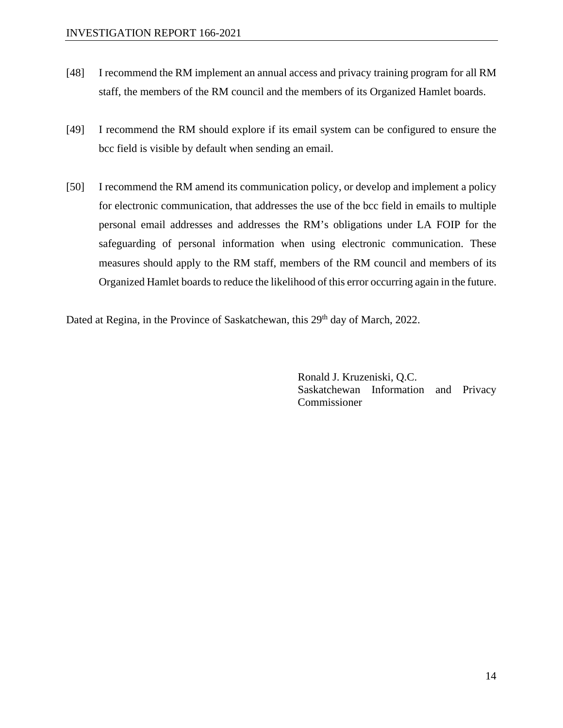[48] I recommend the RM implement an annual access and privacy training program for all RM staff, the members of the RM council and the members of its Organized Hamlet boards.

[49] I recommend the RM should explore if its email system can be configured to ensure the bcc field is visible by default when sending an email.

[50] I recommend the RM amend its communication policy, or develop and implement a policy for electronic communication, that addresses the use of the bcc field in emails to multiple personal email addresses and addresses the RM's obligations under LA FOIP for the safeguarding of personal information when using electronic communication. These measures should apply to the RM staff, members of the RM council and members of its Organized Hamlet boards to reduce the likelihood of this error occurring again in the future.

Dated at Regina, in the Province of Saskatchewan, this 29th day of March, 2022.

Ronald J. Kruzeniski, Q.C.
Saskatchewan Information and Privacy Commissioner